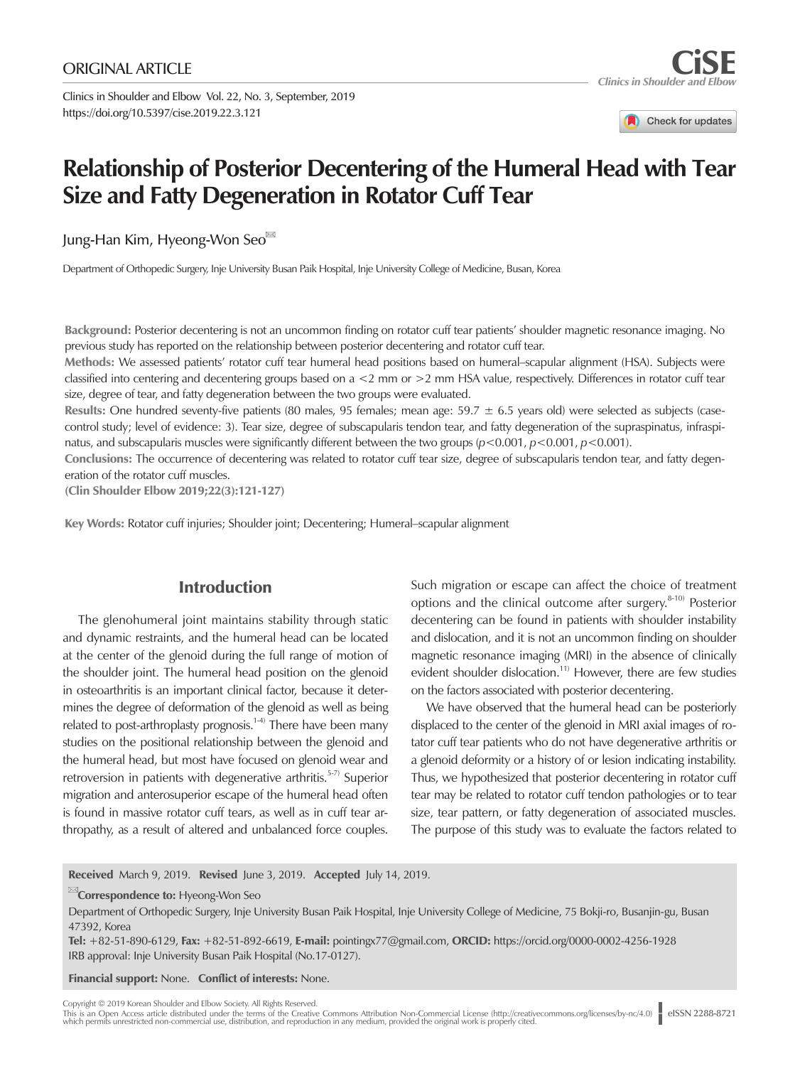ORIGINAL ARTICLE

Clinics in Shoulder and Elbow Vol. 22, No. 3, September, 2019
https://doi.org/10.5397/cise.2019.22.3.121

# Relationship of Posterior Decentering of the Humeral Head with Tear Size and Fatty Degeneration in Rotator Cuff Tear

Jung-Han Kim, Hyeong-Won Seo

Department of Orthopedic Surgery, Inje University Busan Paik Hospital, Inje University College of Medicine, Busan, Korea

**Background:** Posterior decentering is not an uncommon finding on rotator cuff tear patients' shoulder magnetic resonance imaging. No previous study has reported on the relationship between posterior decentering and rotator cuff tear.

**Methods:** We assessed patients' rotator cuff tear humeral head positions based on humeral–scapular alignment (HSA). Subjects were classified into centering and decentering groups based on a <2 mm or >2 mm HSA value, respectively. Differences in rotator cuff tear size, degree of tear, and fatty degeneration between the two groups were evaluated.

**Results:** One hundred seventy-five patients (80 males, 95 females; mean age: 59.7 ± 6.5 years old) were selected as subjects (case-control study; level of evidence: 3). Tear size, degree of subscapularis tendon tear, and fatty degeneration of the supraspinatus, infraspinatus, and subscapularis muscles were significantly different between the two groups ($p<0.001$, $p<0.001$, $p<0.001$).

**Conclusions:** The occurrence of decentering was related to rotator cuff tear size, degree of subscapularis tendon tear, and fatty degeneration of the rotator cuff muscles.

**(Clin Shoulder Elbow 2019;22(3):121-127)**

**Key Words:** Rotator cuff injuries; Shoulder joint; Decentering; Humeral–scapular alignment

## Introduction

The glenohumeral joint maintains stability through static and dynamic restraints, and the humeral head can be located at the center of the glenoid during the full range of motion of the shoulder joint. The humeral head position on the glenoid in osteoarthritis is an important clinical factor, because it determines the degree of deformation of the glenoid as well as being related to post-arthroplasty prognosis.[1-4] There have been many studies on the positional relationship between the glenoid and the humeral head, but most have focused on glenoid wear and retroversion in patients with degenerative arthritis.[5-7] Superior migration and anterosuperior escape of the humeral head often is found in massive rotator cuff tears, as well as in cuff tear arthropathy, as a result of altered and unbalanced force couples. Such migration or escape can affect the choice of treatment options and the clinical outcome after surgery.[8-10] Posterior decentering can be found in patients with shoulder instability and dislocation, and it is not an uncommon finding on shoulder magnetic resonance imaging (MRI) in the absence of clinically evident shoulder dislocation.[11] However, there are few studies on the factors associated with posterior decentering.

We have observed that the humeral head can be posteriorly displaced to the center of the glenoid in MRI axial images of rotator cuff tear patients who do not have degenerative arthritis or a glenoid deformity or a history of or lesion indicating instability. Thus, we hypothesized that posterior decentering in rotator cuff tear may be related to rotator cuff tendon pathologies or to tear size, tear pattern, or fatty degeneration of associated muscles. The purpose of this study was to evaluate the factors related to

**Received** March 9, 2019. **Revised** June 3, 2019. **Accepted** July 14, 2019.

**Correspondence to:** Hyeong-Won Seo
Department of Orthopedic Surgery, Inje University Busan Paik Hospital, Inje University College of Medicine, 75 Bokji-ro, Busanjin-gu, Busan 47392, Korea
**Tel:** +82-51-890-6129, **Fax:** +82-51-892-6619, **E-mail:** pointingx77@gmail.com, **ORCID:** https://orcid.org/0000-0002-4256-1928
IRB approval: Inje University Busan Paik Hospital (No.17-0127).

**Financial support:** None. **Conflict of interests:** None.

Copyright © 2019 Korean Shoulder and Elbow Society. All Rights Reserved.
This is an Open Access article distributed under the terms of the Creative Commons Attribution Non-Commercial License (http://creativecommons.org/licenses/by-nc/4.0) which permits unrestricted non-commercial use, distribution, and reproduction in any medium, provided the original work is properly cited.

eISSN 2288-8721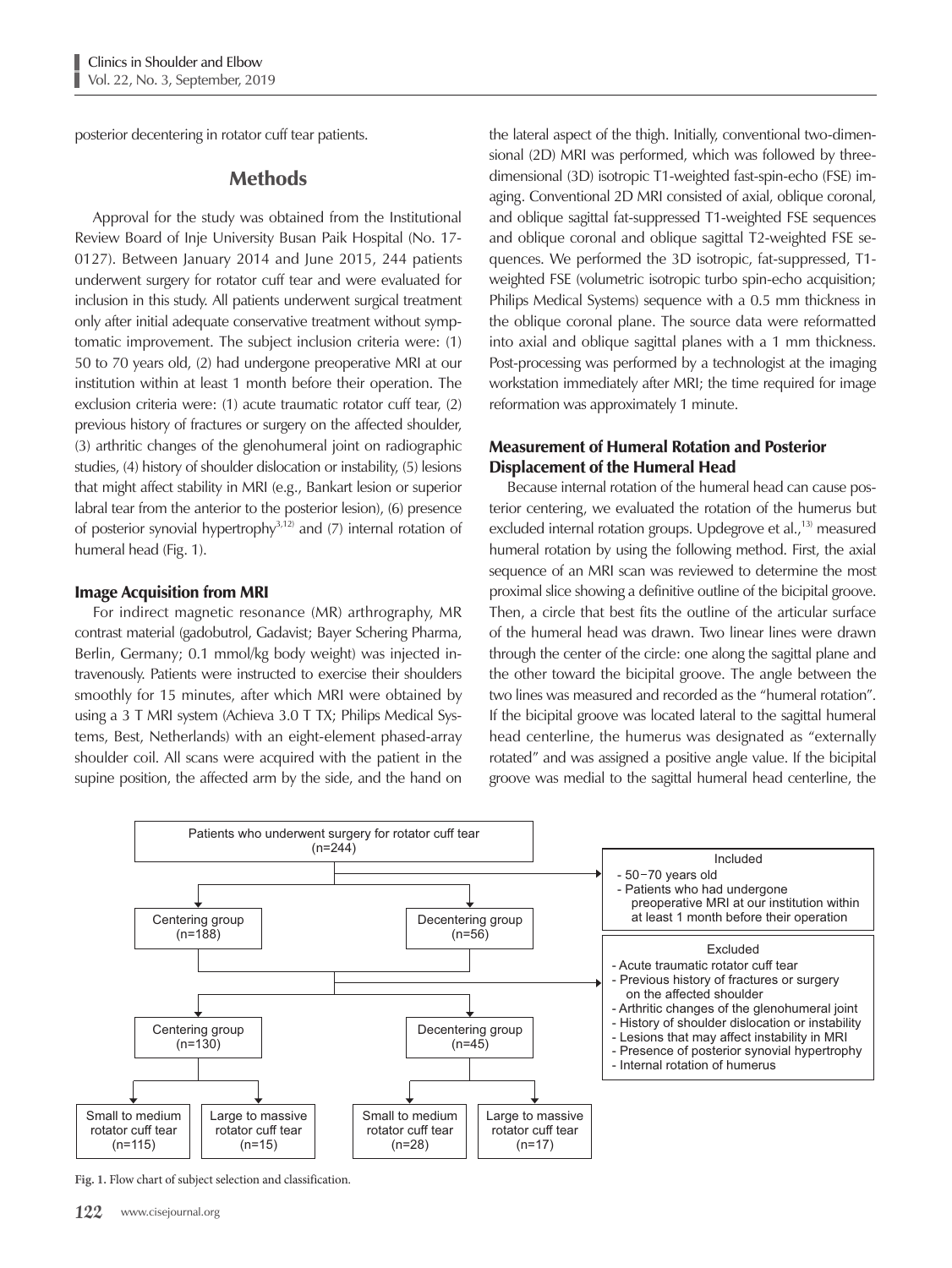posterior decentering in rotator cuff tear patients.

## Methods

Approval for the study was obtained from the Institutional Review Board of Inje University Busan Paik Hospital (No. 17-0127). Between January 2014 and June 2015, 244 patients underwent surgery for rotator cuff tear and were evaluated for inclusion in this study. All patients underwent surgical treatment only after initial adequate conservative treatment without symptomatic improvement. The subject inclusion criteria were: (1) 50 to 70 years old, (2) had undergone preoperative MRI at our institution within at least 1 month before their operation. The exclusion criteria were: (1) acute traumatic rotator cuff tear, (2) previous history of fractures or surgery on the affected shoulder, (3) arthritic changes of the glenohumeral joint on radiographic studies, (4) history of shoulder dislocation or instability, (5) lesions that might affect stability in MRI (e.g., Bankart lesion or superior labral tear from the anterior to the posterior lesion), (6) presence of posterior synovial hypertrophy[3,12] and (7) internal rotation of humeral head (Fig. 1).

### Image Acquisition from MRI

For indirect magnetic resonance (MR) arthrography, MR contrast material (gadobutrol, Gadavist; Bayer Schering Pharma, Berlin, Germany; 0.1 mmol/kg body weight) was injected intravenously. Patients were instructed to exercise their shoulders smoothly for 15 minutes, after which MRI were obtained by using a 3 T MRI system (Achieva 3.0 T TX; Philips Medical Systems, Best, Netherlands) with an eight-element phased-array shoulder coil. All scans were acquired with the patient in the supine position, the affected arm by the side, and the hand on the lateral aspect of the thigh. Initially, conventional two-dimensional (2D) MRI was performed, which was followed by three-dimensional (3D) isotropic T1-weighted fast-spin-echo (FSE) imaging. Conventional 2D MRI consisted of axial, oblique coronal, and oblique sagittal fat-suppressed T1-weighted FSE sequences and oblique coronal and oblique sagittal T2-weighted FSE sequences. We performed the 3D isotropic, fat-suppressed, T1-weighted FSE (volumetric isotropic turbo spin-echo acquisition; Philips Medical Systems) sequence with a 0.5 mm thickness in the oblique coronal plane. The source data were reformatted into axial and oblique sagittal planes with a 1 mm thickness. Post-processing was performed by a technologist at the imaging workstation immediately after MRI; the time required for image reformation was approximately 1 minute.

### Measurement of Humeral Rotation and Posterior Displacement of the Humeral Head

Because internal rotation of the humeral head can cause posterior centering, we evaluated the rotation of the humerus but excluded internal rotation groups. Updegrove et al.,[13] measured humeral rotation by using the following method. First, the axial sequence of an MRI scan was reviewed to determine the most proximal slice showing a definitive outline of the bicipital groove. Then, a circle that best fits the outline of the articular surface of the humeral head was drawn. Two linear lines were drawn through the center of the circle: one along the sagittal plane and the other toward the bicipital groove. The angle between the two lines was measured and recorded as the "humeral rotation". If the bicipital groove was located lateral to the sagittal humeral head centerline, the humerus was designated as "externally rotated" and was assigned a positive angle value. If the bicipital groove was medial to the sagittal humeral head centerline, the

Patients who underwent surgery for rotator cuff tear (n=244)

Included
- 50–70 years old
- Patients who had undergone preoperative MRI at our institution within at least 1 month before their operation

Centering group (n=188) | Decentering group (n=56)

Excluded
- Acute traumatic rotator cuff tear
- Previous history of fractures or surgery on the affected shoulder
- Arthritic changes of the glenohumeral joint
- History of shoulder dislocation or instability
- Lesions that may affect instability in MRI
- Presence of posterior synovial hypertrophy
- Internal rotation of humerus

Centering group (n=130) | Decentering group (n=45)

Small to medium rotator cuff tear (n=115) | Large to massive rotator cuff tear (n=15) | Small to medium rotator cuff tear (n=28) | Large to massive rotator cuff tear (n=17)

Fig. 1. Flow chart of subject selection and classification.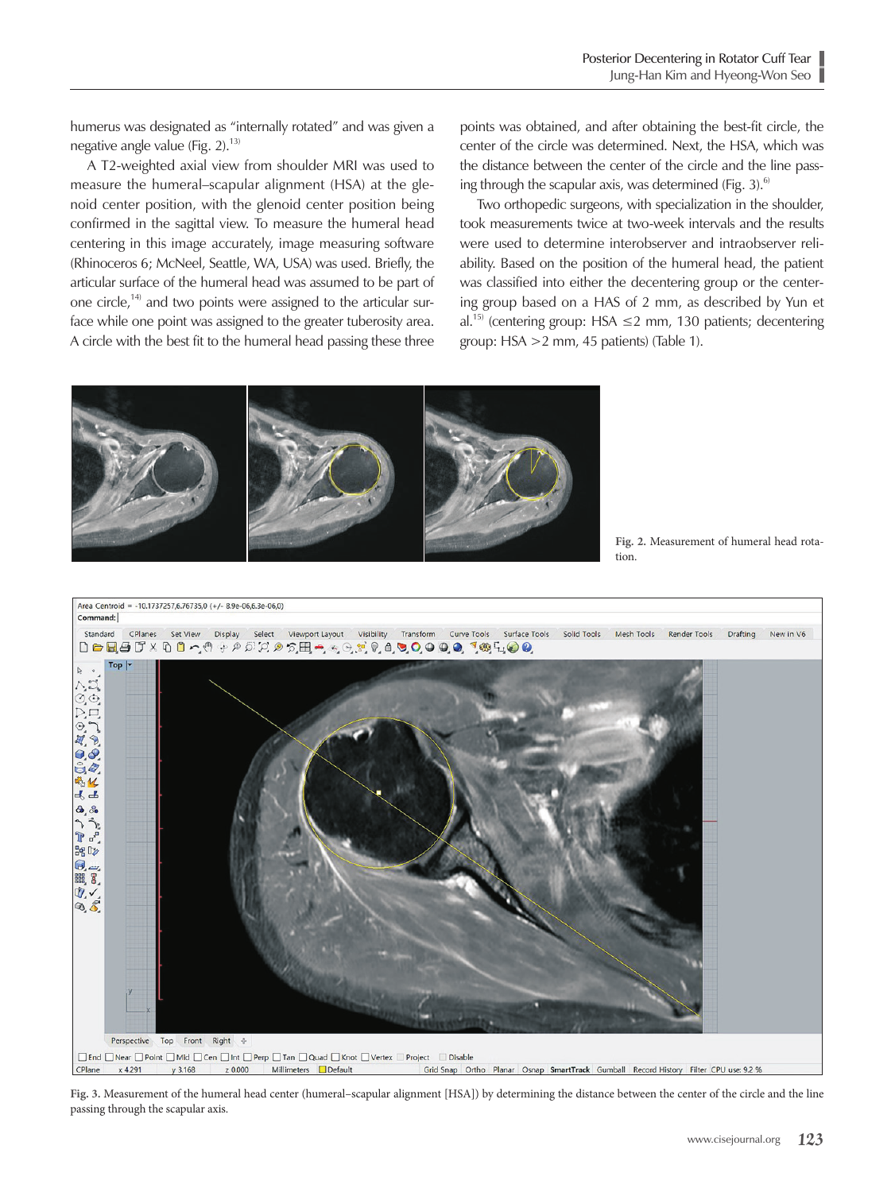humerus was designated as "internally rotated" and was given a negative angle value (Fig. 2).[13]

A T2-weighted axial view from shoulder MRI was used to measure the humeral–scapular alignment (HSA) at the glenoid center position, with the glenoid center position being confirmed in the sagittal view. To measure the humeral head centering in this image accurately, image measuring software (Rhinoceros 6; McNeel, Seattle, WA, USA) was used. Briefly, the articular surface of the humeral head was assumed to be part of one circle,[14] and two points were assigned to the articular surface while one point was assigned to the greater tuberosity area. A circle with the best fit to the humeral head passing these three points was obtained, and after obtaining the best-fit circle, the center of the circle was determined. Next, the HSA, which was the distance between the center of the circle and the line passing through the scapular axis, was determined (Fig. 3).[6]

Two orthopedic surgeons, with specialization in the shoulder, took measurements twice at two-week intervals and the results were used to determine interobserver and intraobserver reliability. Based on the position of the humeral head, the patient was classified into either the decentering group or the centering group based on a HAS of 2 mm, as described by Yun et al.[15] (centering group: HSA ≤2 mm, 130 patients; decentering group: HSA >2 mm, 45 patients) (Table 1).

**Fig. 2.** Measurement of humeral head rotation.

**Fig. 3.** Measurement of the humeral head center (humeral–scapular alignment [HSA]) by determining the distance between the center of the circle and the line passing through the scapular axis.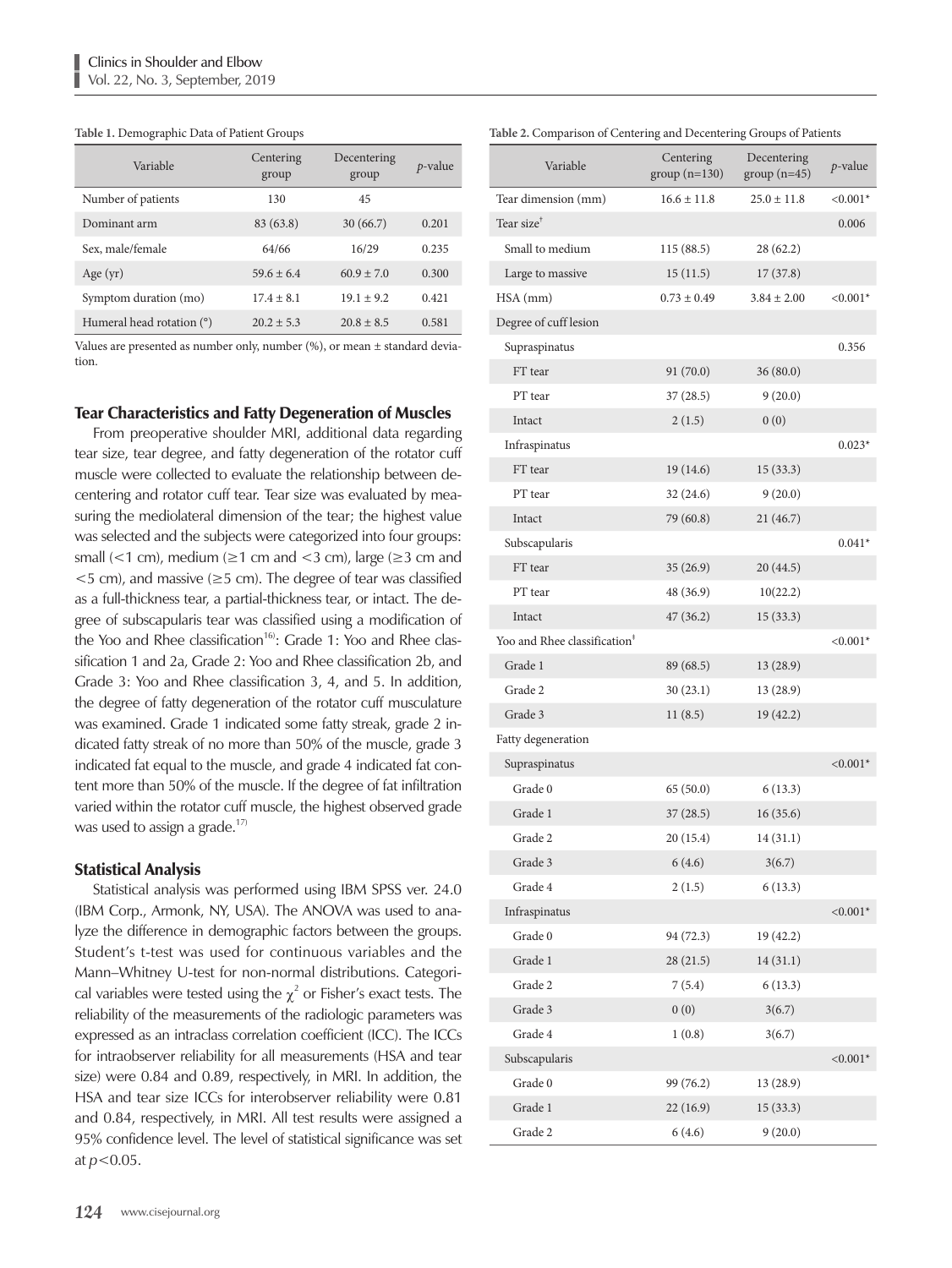**Table 1.** Demographic Data of Patient Groups

| Variable | Centering group | Decentering group | *p*-value |
|---|---|---|---|
| Number of patients | 130 | 45 | |
| Dominant arm | 83 (63.8) | 30 (66.7) | 0.201 |
| Sex, male/female | 64/66 | 16/29 | 0.235 |
| Age (yr) | 59.6 ± 6.4 | 60.9 ± 7.0 | 0.300 |
| Symptom duration (mo) | 17.4 ± 8.1 | 19.1 ± 9.2 | 0.421 |
| Humeral head rotation (°) | 20.2 ± 5.3 | 20.8 ± 8.5 | 0.581 |

Values are presented as number only, number (%), or mean ± standard deviation.

### Tear Characteristics and Fatty Degeneration of Muscles

From preoperative shoulder MRI, additional data regarding tear size, tear degree, and fatty degeneration of the rotator cuff muscle were collected to evaluate the relationship between decentering and rotator cuff tear. Tear size was evaluated by measuring the mediolateral dimension of the tear; the highest value was selected and the subjects were categorized into four groups: small (<1 cm), medium (≥1 cm and <3 cm), large (≥3 cm and <5 cm), and massive (≥5 cm). The degree of tear was classified as a full-thickness tear, a partial-thickness tear, or intact. The degree of subscapularis tear was classified using a modification of the Yoo and Rhee classification[16]: Grade 1: Yoo and Rhee classification 1 and 2a, Grade 2: Yoo and Rhee classification 2b, and Grade 3: Yoo and Rhee classification 3, 4, and 5. In addition, the degree of fatty degeneration of the rotator cuff musculature was examined. Grade 1 indicated some fatty streak, grade 2 indicated fatty streak of no more than 50% of the muscle, grade 3 indicated fat equal to the muscle, and grade 4 indicated fat content more than 50% of the muscle. If the degree of fat infiltration varied within the rotator cuff muscle, the highest observed grade was used to assign a grade.[17]

### Statistical Analysis

Statistical analysis was performed using IBM SPSS ver. 24.0 (IBM Corp., Armonk, NY, USA). The ANOVA was used to analyze the difference in demographic factors between the groups. Student's t-test was used for continuous variables and the Mann–Whitney U-test for non-normal distributions. Categorical variables were tested using the $\chi^2$ or Fisher's exact tests. The reliability of the measurements of the radiologic parameters was expressed as an intraclass correlation coefficient (ICC). The ICCs for intraobserver reliability for all measurements (HSA and tear size) were 0.84 and 0.89, respectively, in MRI. In addition, the HSA and tear size ICCs for interobserver reliability were 0.81 and 0.84, respectively, in MRI. All test results were assigned a 95% confidence level. The level of statistical significance was set at $p<0.05$.

**Table 2.** Comparison of Centering and Decentering Groups of Patients

| Variable | Centering group (n=130) | Decentering group (n=45) | *p*-value |
|---|---|---|---|
| Tear dimension (mm) | 16.6 ± 11.8 | 25.0 ± 11.8 | <0.001* |
| Tear size† | | | 0.006 |
| Small to medium | 115 (88.5) | 28 (62.2) | |
| Large to massive | 15 (11.5) | 17 (37.8) | |
| HSA (mm) | 0.73 ± 0.49 | 3.84 ± 2.00 | <0.001* |
| Degree of cuff lesion | | | |
| Supraspinatus | | | 0.356 |
| FT tear | 91 (70.0) | 36 (80.0) | |
| PT tear | 37 (28.5) | 9 (20.0) | |
| Intact | 2 (1.5) | 0 (0) | |
| Infraspinatus | | | 0.023* |
| FT tear | 19 (14.6) | 15 (33.3) | |
| PT tear | 32 (24.6) | 9 (20.0) | |
| Intact | 79 (60.8) | 21 (46.7) | |
| Subscapularis | | | 0.041* |
| FT tear | 35 (26.9) | 20 (44.5) | |
| PT tear | 48 (36.9) | 10(22.2) | |
| Intact | 47 (36.2) | 15 (33.3) | |
| Yoo and Rhee classification† | | | <0.001* |
| Grade 1 | 89 (68.5) | 13 (28.9) | |
| Grade 2 | 30 (23.1) | 13 (28.9) | |
| Grade 3 | 11 (8.5) | 19 (42.2) | |
| Fatty degeneration | | | |
| Supraspinatus | | | <0.001* |
| Grade 0 | 65 (50.0) | 6 (13.3) | |
| Grade 1 | 37 (28.5) | 16 (35.6) | |
| Grade 2 | 20 (15.4) | 14 (31.1) | |
| Grade 3 | 6 (4.6) | 3(6.7) | |
| Grade 4 | 2 (1.5) | 6 (13.3) | |
| Infraspinatus | | | <0.001* |
| Grade 0 | 94 (72.3) | 19 (42.2) | |
| Grade 1 | 28 (21.5) | 14 (31.1) | |
| Grade 2 | 7 (5.4) | 6 (13.3) | |
| Grade 3 | 0 (0) | 3(6.7) | |
| Grade 4 | 1 (0.8) | 3(6.7) | |
| Subscapularis | | | <0.001* |
| Grade 0 | 99 (76.2) | 13 (28.9) | |
| Grade 1 | 22 (16.9) | 15 (33.3) | |
| Grade 2 | 6 (4.6) | 9 (20.0) | |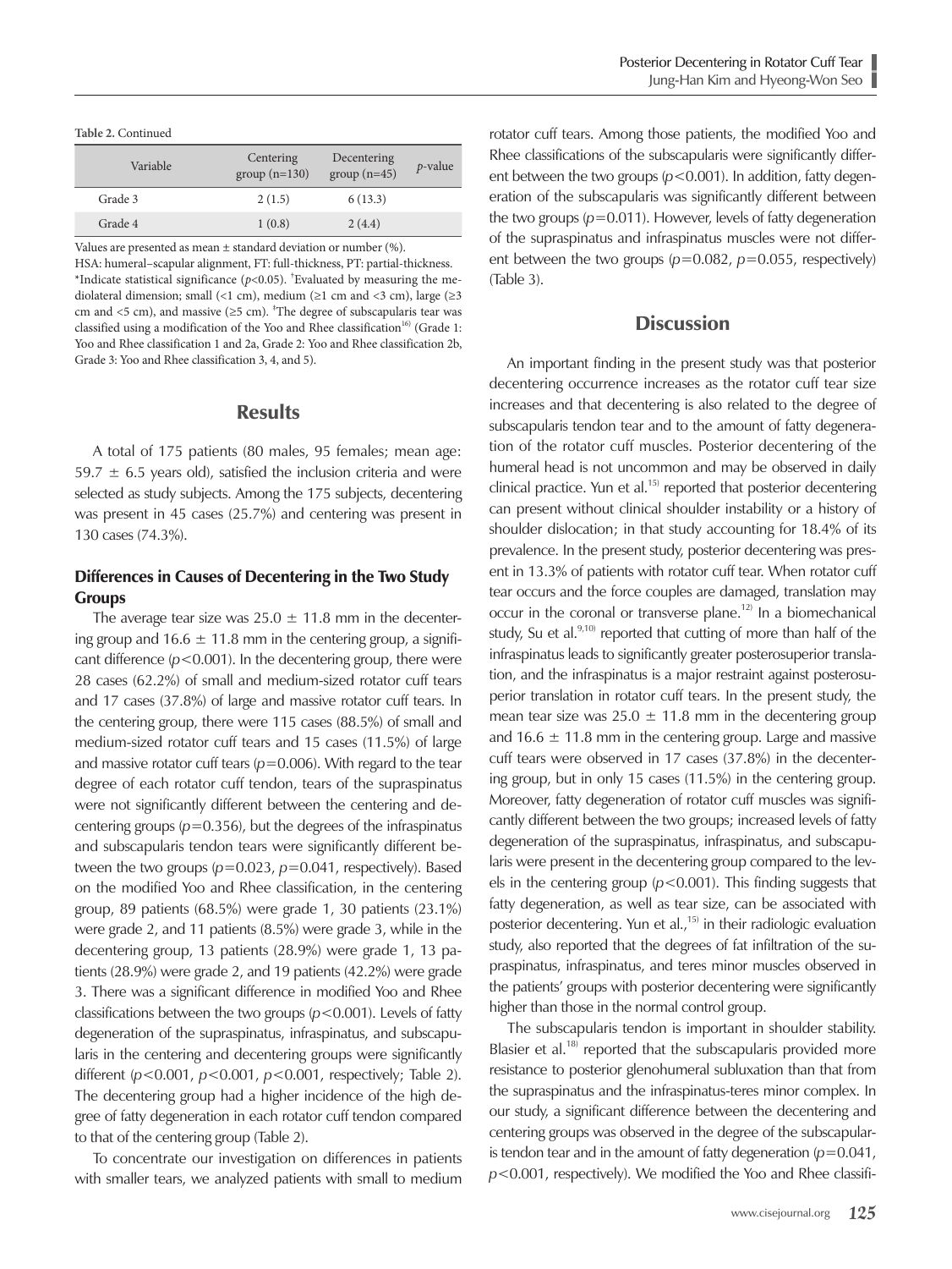**Table 2.** Continued

| Variable | Centering group (n=130) | Decentering group (n=45) | *p*-value |
|---|---|---|---|
| Grade 3 | 2 (1.5) | 6 (13.3) | |
| Grade 4 | 1 (0.8) | 2 (4.4) | |

Values are presented as mean ± standard deviation or number (%).
HSA: humeral–scapular alignment, FT: full-thickness, PT: partial-thickness.
*Indicate statistical significance ($p$<0.05). †Evaluated by measuring the mediolateral dimension; small (<1 cm), medium (≥1 cm and <3 cm), large (≥3 cm and <5 cm), and massive (≥5 cm). ‡The degree of subscapularis tear was classified using a modification of the Yoo and Rhee classification[16] (Grade 1: Yoo and Rhee classification 1 and 2a, Grade 2: Yoo and Rhee classification 2b, Grade 3: Yoo and Rhee classification 3, 4, and 5).

## Results

A total of 175 patients (80 males, 95 females; mean age: 59.7 ± 6.5 years old), satisfied the inclusion criteria and were selected as study subjects. Among the 175 subjects, decentering was present in 45 cases (25.7%) and centering was present in 130 cases (74.3%).

### Differences in Causes of Decentering in the Two Study Groups

The average tear size was 25.0 ± 11.8 mm in the decentering group and 16.6 ± 11.8 mm in the centering group, a significant difference ($p$<0.001). In the decentering group, there were 28 cases (62.2%) of small and medium-sized rotator cuff tears and 17 cases (37.8%) of large and massive rotator cuff tears. In the centering group, there were 115 cases (88.5%) of small and medium-sized rotator cuff tears and 15 cases (11.5%) of large and massive rotator cuff tears ($p$=0.006). With regard to the tear degree of each rotator cuff tendon, tears of the supraspinatus were not significantly different between the centering and decentering groups ($p$=0.356), but the degrees of the infraspinatus and subscapularis tendon tears were significantly different between the two groups ($p$=0.023, $p$=0.041, respectively). Based on the modified Yoo and Rhee classification, in the centering group, 89 patients (68.5%) were grade 1, 30 patients (23.1%) were grade 2, and 11 patients (8.5%) were grade 3, while in the decentering group, 13 patients (28.9%) were grade 1, 13 patients (28.9%) were grade 2, and 19 patients (42.2%) were grade 3. There was a significant difference in modified Yoo and Rhee classifications between the two groups ($p$<0.001). Levels of fatty degeneration of the supraspinatus, infraspinatus, and subscapularis in the centering and decentering groups were significantly different ($p$<0.001, $p$<0.001, $p$<0.001, respectively; Table 2). The decentering group had a higher incidence of the high degree of fatty degeneration in each rotator cuff tendon compared to that of the centering group (Table 2).

To concentrate our investigation on differences in patients with smaller tears, we analyzed patients with small to medium rotator cuff tears. Among those patients, the modified Yoo and Rhee classifications of the subscapularis were significantly different between the two groups ($p$<0.001). In addition, fatty degeneration of the subscapularis was significantly different between the two groups ($p$=0.011). However, levels of fatty degeneration of the supraspinatus and infraspinatus muscles were not different between the two groups ($p$=0.082, $p$=0.055, respectively) (Table 3).

## Discussion

An important finding in the present study was that posterior decentering occurrence increases as the rotator cuff tear size increases and that decentering is also related to the degree of subscapularis tendon tear and to the amount of fatty degeneration of the rotator cuff muscles. Posterior decentering of the humeral head is not uncommon and may be observed in daily clinical practice. Yun et al.[15] reported that posterior decentering can present without clinical shoulder instability or a history of shoulder dislocation; in that study accounting for 18.4% of its prevalence. In the present study, posterior decentering was present in 13.3% of patients with rotator cuff tear. When rotator cuff tear occurs and the force couples are damaged, translation may occur in the coronal or transverse plane.[12] In a biomechanical study, Su et al.[9,10] reported that cutting of more than half of the infraspinatus leads to significantly greater posterosuperior translation, and the infraspinatus is a major restraint against posterosuperior translation in rotator cuff tears. In the present study, the mean tear size was 25.0 ± 11.8 mm in the decentering group and 16.6 ± 11.8 mm in the centering group. Large and massive cuff tears were observed in 17 cases (37.8%) in the decentering group, but in only 15 cases (11.5%) in the centering group. Moreover, fatty degeneration of rotator cuff muscles was significantly different between the two groups; increased levels of fatty degeneration of the supraspinatus, infraspinatus, and subscapularis were present in the decentering group compared to the levels in the centering group ($p$<0.001). This finding suggests that fatty degeneration, as well as tear size, can be associated with posterior decentering. Yun et al.,[15] in their radiologic evaluation study, also reported that the degrees of fat infiltration of the supraspinatus, infraspinatus, and teres minor muscles observed in the patients' groups with posterior decentering were significantly higher than those in the normal control group.

The subscapularis tendon is important in shoulder stability. Blasier et al.[18] reported that the subscapularis provided more resistance to posterior glenohumeral subluxation than that from the supraspinatus and the infraspinatus-teres minor complex. In our study, a significant difference between the decentering and centering groups was observed in the degree of the subscapularis tendon tear and in the amount of fatty degeneration ($p$=0.041, $p$<0.001, respectively). We modified the Yoo and Rhee classifi-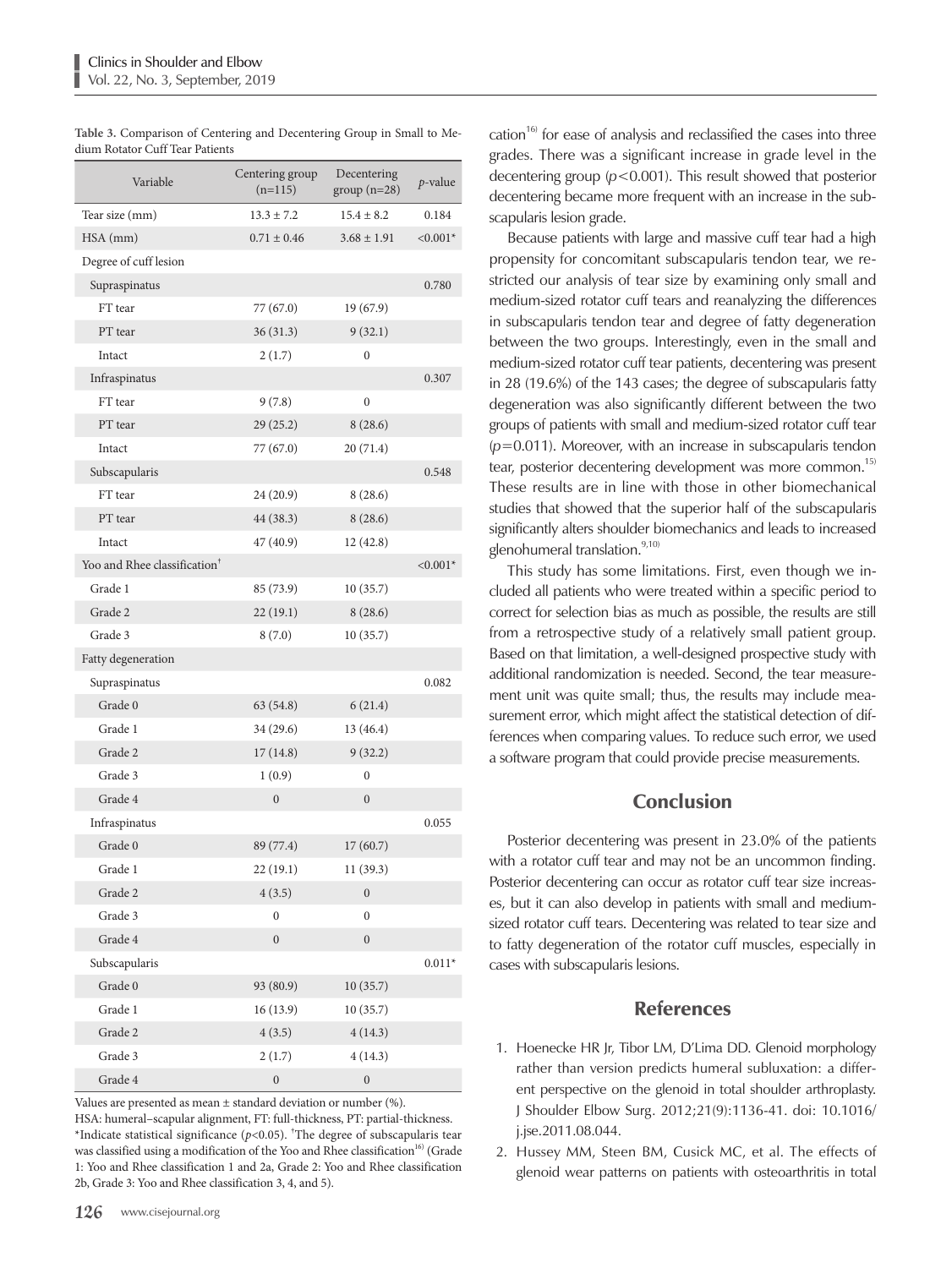**Table 3.** Comparison of Centering and Decentering Group in Small to Medium Rotator Cuff Tear Patients

| Variable | Centering group (n=115) | Decentering group (n=28) | *p*-value |
|---|---|---|---|
| Tear size (mm) | 13.3 ± 7.2 | 15.4 ± 8.2 | 0.184 |
| HSA (mm) | 0.71 ± 0.46 | 3.68 ± 1.91 | <0.001* |
| Degree of cuff lesion | | | |
| Supraspinatus | | | 0.780 |
| FT tear | 77 (67.0) | 19 (67.9) | |
| PT tear | 36 (31.3) | 9 (32.1) | |
| Intact | 2 (1.7) | 0 | |
| Infraspinatus | | | 0.307 |
| FT tear | 9 (7.8) | 0 | |
| PT tear | 29 (25.2) | 8 (28.6) | |
| Intact | 77 (67.0) | 20 (71.4) | |
| Subscapularis | | | 0.548 |
| FT tear | 24 (20.9) | 8 (28.6) | |
| PT tear | 44 (38.3) | 8 (28.6) | |
| Intact | 47 (40.9) | 12 (42.8) | |
| Yoo and Rhee classification† | | | <0.001* |
| Grade 1 | 85 (73.9) | 10 (35.7) | |
| Grade 2 | 22 (19.1) | 8 (28.6) | |
| Grade 3 | 8 (7.0) | 10 (35.7) | |
| Fatty degeneration | | | |
| Supraspinatus | | | 0.082 |
| Grade 0 | 63 (54.8) | 6 (21.4) | |
| Grade 1 | 34 (29.6) | 13 (46.4) | |
| Grade 2 | 17 (14.8) | 9 (32.2) | |
| Grade 3 | 1 (0.9) | 0 | |
| Grade 4 | 0 | 0 | |
| Infraspinatus | | | 0.055 |
| Grade 0 | 89 (77.4) | 17 (60.7) | |
| Grade 1 | 22 (19.1) | 11 (39.3) | |
| Grade 2 | 4 (3.5) | 0 | |
| Grade 3 | 0 | 0 | |
| Grade 4 | 0 | 0 | |
| Subscapularis | | | 0.011* |
| Grade 0 | 93 (80.9) | 10 (35.7) | |
| Grade 1 | 16 (13.9) | 10 (35.7) | |
| Grade 2 | 4 (3.5) | 4 (14.3) | |
| Grade 3 | 2 (1.7) | 4 (14.3) | |
| Grade 4 | 0 | 0 | |

Values are presented as mean ± standard deviation or number (%).
HSA: humeral–scapular alignment, FT: full-thickness, PT: partial-thickness.
*Indicate statistical significance ($p<0.05$). †The degree of subscapularis tear was classified using a modification of the Yoo and Rhee classification[16] (Grade 1: Yoo and Rhee classification 1 and 2a, Grade 2: Yoo and Rhee classification 2b, Grade 3: Yoo and Rhee classification 3, 4, and 5).

cation[16] for ease of analysis and reclassified the cases into three grades. There was a significant increase in grade level in the decentering group ($p<0.001$). This result showed that posterior decentering became more frequent with an increase in the subscapularis lesion grade.

Because patients with large and massive cuff tear had a high propensity for concomitant subscapularis tendon tear, we restricted our analysis of tear size by examining only small and medium-sized rotator cuff tears and reanalyzing the differences in subscapularis tendon tear and degree of fatty degeneration between the two groups. Interestingly, even in the small and medium-sized rotator cuff tear patients, decentering was present in 28 (19.6%) of the 143 cases; the degree of subscapularis fatty degeneration was also significantly different between the two groups of patients with small and medium-sized rotator cuff tear ($p=0.011$). Moreover, with an increase in subscapularis tendon tear, posterior decentering development was more common.[15] These results are in line with those in other biomechanical studies that showed that the superior half of the subscapularis significantly alters shoulder biomechanics and leads to increased glenohumeral translation.[9,10]

This study has some limitations. First, even though we included all patients who were treated within a specific period to correct for selection bias as much as possible, the results are still from a retrospective study of a relatively small patient group. Based on that limitation, a well-designed prospective study with additional randomization is needed. Second, the tear measurement unit was quite small; thus, the results may include measurement error, which might affect the statistical detection of differences when comparing values. To reduce such error, we used a software program that could provide precise measurements.

## Conclusion

Posterior decentering was present in 23.0% of the patients with a rotator cuff tear and may not be an uncommon finding. Posterior decentering can occur as rotator cuff tear size increases, but it can also develop in patients with small and medium-sized rotator cuff tears. Decentering was related to tear size and to fatty degeneration of the rotator cuff muscles, especially in cases with subscapularis lesions.

## References

1. Hoenecke HR Jr, Tibor LM, D'Lima DD. Glenoid morphology rather than version predicts humeral subluxation: a different perspective on the glenoid in total shoulder arthroplasty. J Shoulder Elbow Surg. 2012;21(9):1136-41. doi: 10.1016/j.jse.2011.08.044.
2. Hussey MM, Steen BM, Cusick MC, et al. The effects of glenoid wear patterns on patients with osteoarthritis in total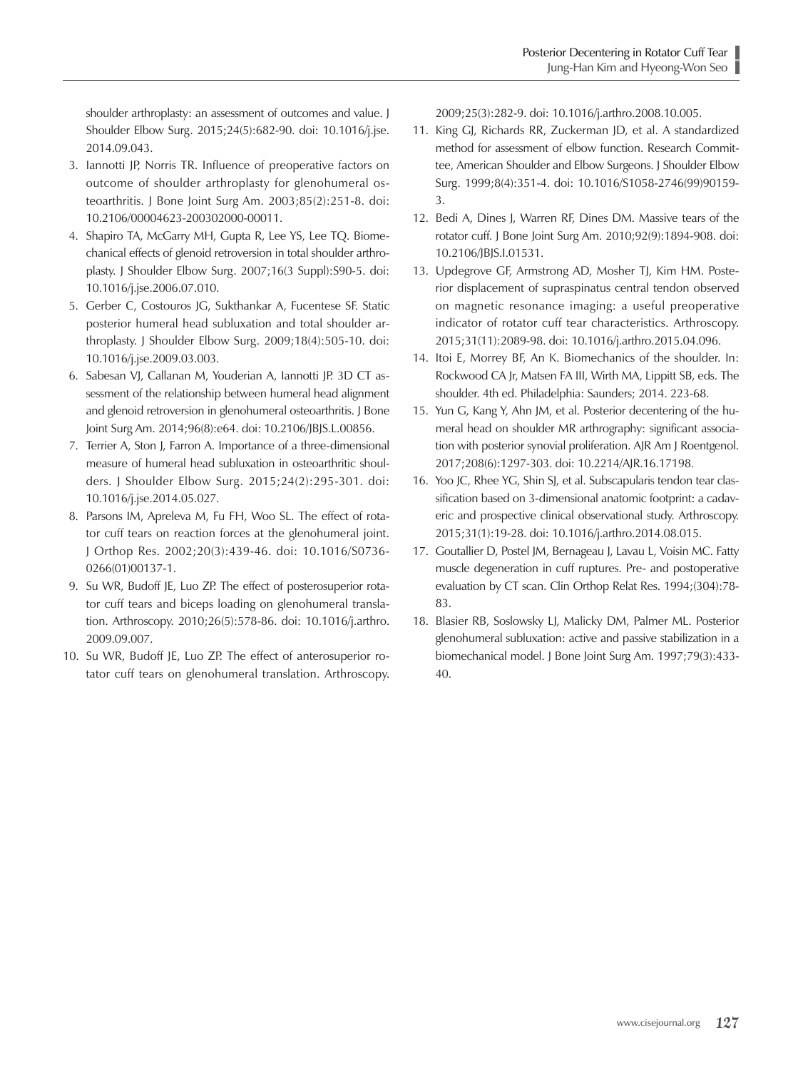shoulder arthroplasty: an assessment of outcomes and value. J Shoulder Elbow Surg. 2015;24(5):682-90. doi: 10.1016/j.jse.2014.09.043.

3. Iannotti JP, Norris TR. Influence of preoperative factors on outcome of shoulder arthroplasty for glenohumeral osteoarthritis. J Bone Joint Surg Am. 2003;85(2):251-8. doi: 10.2106/00004623-200302000-00011.
4. Shapiro TA, McGarry MH, Gupta R, Lee YS, Lee TQ. Biomechanical effects of glenoid retroversion in total shoulder arthroplasty. J Shoulder Elbow Surg. 2007;16(3 Suppl):S90-5. doi: 10.1016/j.jse.2006.07.010.
5. Gerber C, Costouros JG, Sukthankar A, Fucentese SF. Static posterior humeral head subluxation and total shoulder arthroplasty. J Shoulder Elbow Surg. 2009;18(4):505-10. doi: 10.1016/j.jse.2009.03.003.
6. Sabesan VJ, Callanan M, Youderian A, Iannotti JP. 3D CT assessment of the relationship between humeral head alignment and glenoid retroversion in glenohumeral osteoarthritis. J Bone Joint Surg Am. 2014;96(8):e64. doi: 10.2106/JBJS.L.00856.
7. Terrier A, Ston J, Farron A. Importance of a three-dimensional measure of humeral head subluxation in osteoarthritic shoulders. J Shoulder Elbow Surg. 2015;24(2):295-301. doi: 10.1016/j.jse.2014.05.027.
8. Parsons IM, Apreleva M, Fu FH, Woo SL. The effect of rotator cuff tears on reaction forces at the glenohumeral joint. J Orthop Res. 2002;20(3):439-46. doi: 10.1016/S0736-0266(01)00137-1.
9. Su WR, Budoff JE, Luo ZP. The effect of posterosuperior rotator cuff tears and biceps loading on glenohumeral translation. Arthroscopy. 2010;26(5):578-86. doi: 10.1016/j.arthro.2009.09.007.
10. Su WR, Budoff JE, Luo ZP. The effect of anterosuperior rotator cuff tears on glenohumeral translation. Arthroscopy. 2009;25(3):282-9. doi: 10.1016/j.arthro.2008.10.005.
11. King GJ, Richards RR, Zuckerman JD, et al. A standardized method for assessment of elbow function. Research Committee, American Shoulder and Elbow Surgeons. J Shoulder Elbow Surg. 1999;8(4):351-4. doi: 10.1016/S1058-2746(99)90159-3.
12. Bedi A, Dines J, Warren RF, Dines DM. Massive tears of the rotator cuff. J Bone Joint Surg Am. 2010;92(9):1894-908. doi: 10.2106/JBJS.I.01531.
13. Updegrove GF, Armstrong AD, Mosher TJ, Kim HM. Posterior displacement of supraspinatus central tendon observed on magnetic resonance imaging: a useful preoperative indicator of rotator cuff tear characteristics. Arthroscopy. 2015;31(11):2089-98. doi: 10.1016/j.arthro.2015.04.096.
14. Itoi E, Morrey BF, An K. Biomechanics of the shoulder. In: Rockwood CA Jr, Matsen FA III, Wirth MA, Lippitt SB, eds. The shoulder. 4th ed. Philadelphia: Saunders; 2014. 223-68.
15. Yun G, Kang Y, Ahn JM, et al. Posterior decentering of the humeral head on shoulder MR arthrography: significant association with posterior synovial proliferation. AJR Am J Roentgenol. 2017;208(6):1297-303. doi: 10.2214/AJR.16.17198.
16. Yoo JC, Rhee YG, Shin SJ, et al. Subscapularis tendon tear classification based on 3-dimensional anatomic footprint: a cadaveric and prospective clinical observational study. Arthroscopy. 2015;31(1):19-28. doi: 10.1016/j.arthro.2014.08.015.
17. Goutallier D, Postel JM, Bernageau J, Lavau L, Voisin MC. Fatty muscle degeneration in cuff ruptures. Pre- and postoperative evaluation by CT scan. Clin Orthop Relat Res. 1994;(304):78-83.
18. Blasier RB, Soslowsky LJ, Malicky DM, Palmer ML. Posterior glenohumeral subluxation: active and passive stabilization in a biomechanical model. J Bone Joint Surg Am. 1997;79(3):433-40.